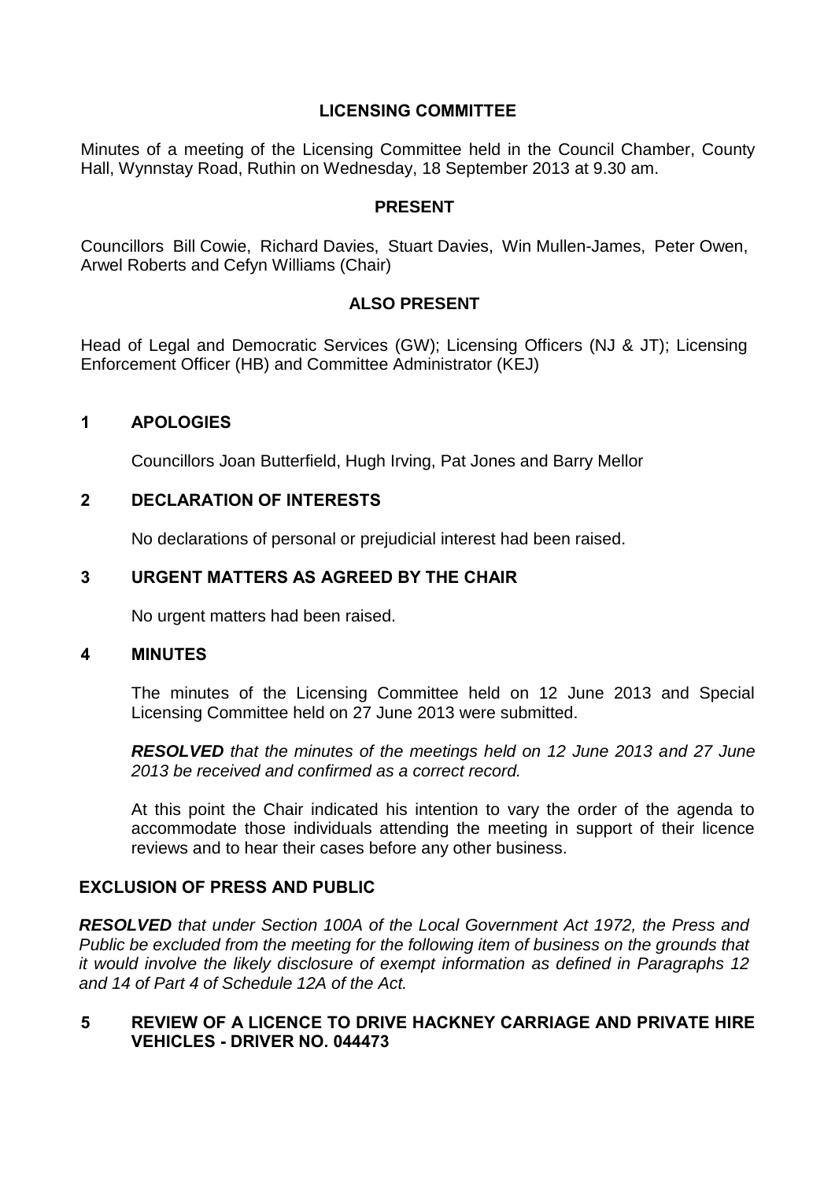# LICENSING COMMITTEE

Minutes of a meeting of the Licensing Committee held in the Council Chamber, County Hall, Wynnstay Road, Ruthin on Wednesday, 18 September 2013 at 9.30 am.

## PRESENT

Councillors Bill Cowie, Richard Davies, Stuart Davies, Win Mullen-James, Peter Owen, Arwel Roberts and Cefyn Williams (Chair)

## ALSO PRESENT

Head of Legal and Democratic Services (GW); Licensing Officers (NJ & JT); Licensing Enforcement Officer (HB) and Committee Administrator (KEJ)

## 1 APOLOGIES

Councillors Joan Butterfield, Hugh Irving, Pat Jones and Barry Mellor

## 2 DECLARATION OF INTERESTS

No declarations of personal or prejudicial interest had been raised.

## 3 URGENT MATTERS AS AGREED BY THE CHAIR

No urgent matters had been raised.

## 4 MINUTES

The minutes of the Licensing Committee held on 12 June 2013 and Special Licensing Committee held on 27 June 2013 were submitted.

***RESOLVED*** *that the minutes of the meetings held on 12 June 2013 and 27 June 2013 be received and confirmed as a correct record.*

At this point the Chair indicated his intention to vary the order of the agenda to accommodate those individuals attending the meeting in support of their licence reviews and to hear their cases before any other business.

## EXCLUSION OF PRESS AND PUBLIC

***RESOLVED*** *that under Section 100A of the Local Government Act 1972, the Press and Public be excluded from the meeting for the following item of business on the grounds that it would involve the likely disclosure of exempt information as defined in Paragraphs 12 and 14 of Part 4 of Schedule 12A of the Act.*

## 5 REVIEW OF A LICENCE TO DRIVE HACKNEY CARRIAGE AND PRIVATE HIRE VEHICLES - DRIVER NO. 044473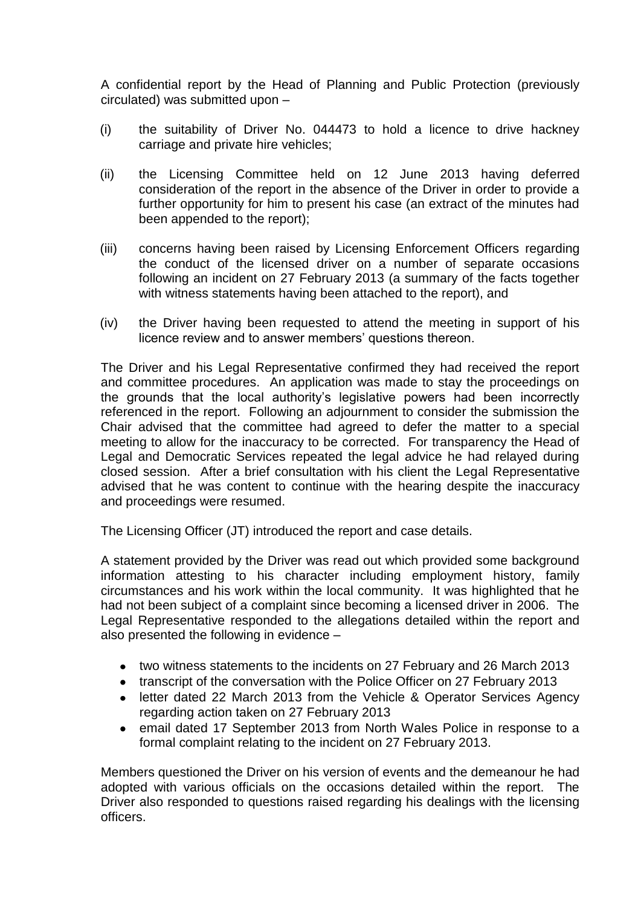A confidential report by the Head of Planning and Public Protection (previously circulated) was submitted upon –

(i) the suitability of Driver No. 044473 to hold a licence to drive hackney carriage and private hire vehicles;

(ii) the Licensing Committee held on 12 June 2013 having deferred consideration of the report in the absence of the Driver in order to provide a further opportunity for him to present his case (an extract of the minutes had been appended to the report);

(iii) concerns having been raised by Licensing Enforcement Officers regarding the conduct of the licensed driver on a number of separate occasions following an incident on 27 February 2013 (a summary of the facts together with witness statements having been attached to the report), and

(iv) the Driver having been requested to attend the meeting in support of his licence review and to answer members' questions thereon.

The Driver and his Legal Representative confirmed they had received the report and committee procedures. An application was made to stay the proceedings on the grounds that the local authority's legislative powers had been incorrectly referenced in the report. Following an adjournment to consider the submission the Chair advised that the committee had agreed to defer the matter to a special meeting to allow for the inaccuracy to be corrected. For transparency the Head of Legal and Democratic Services repeated the legal advice he had relayed during closed session. After a brief consultation with his client the Legal Representative advised that he was content to continue with the hearing despite the inaccuracy and proceedings were resumed.

The Licensing Officer (JT) introduced the report and case details.

A statement provided by the Driver was read out which provided some background information attesting to his character including employment history, family circumstances and his work within the local community. It was highlighted that he had not been subject of a complaint since becoming a licensed driver in 2006. The Legal Representative responded to the allegations detailed within the report and also presented the following in evidence –

- two witness statements to the incidents on 27 February and 26 March 2013
- transcript of the conversation with the Police Officer on 27 February 2013
- letter dated 22 March 2013 from the Vehicle & Operator Services Agency regarding action taken on 27 February 2013
- email dated 17 September 2013 from North Wales Police in response to a formal complaint relating to the incident on 27 February 2013.

Members questioned the Driver on his version of events and the demeanour he had adopted with various officials on the occasions detailed within the report. The Driver also responded to questions raised regarding his dealings with the licensing officers.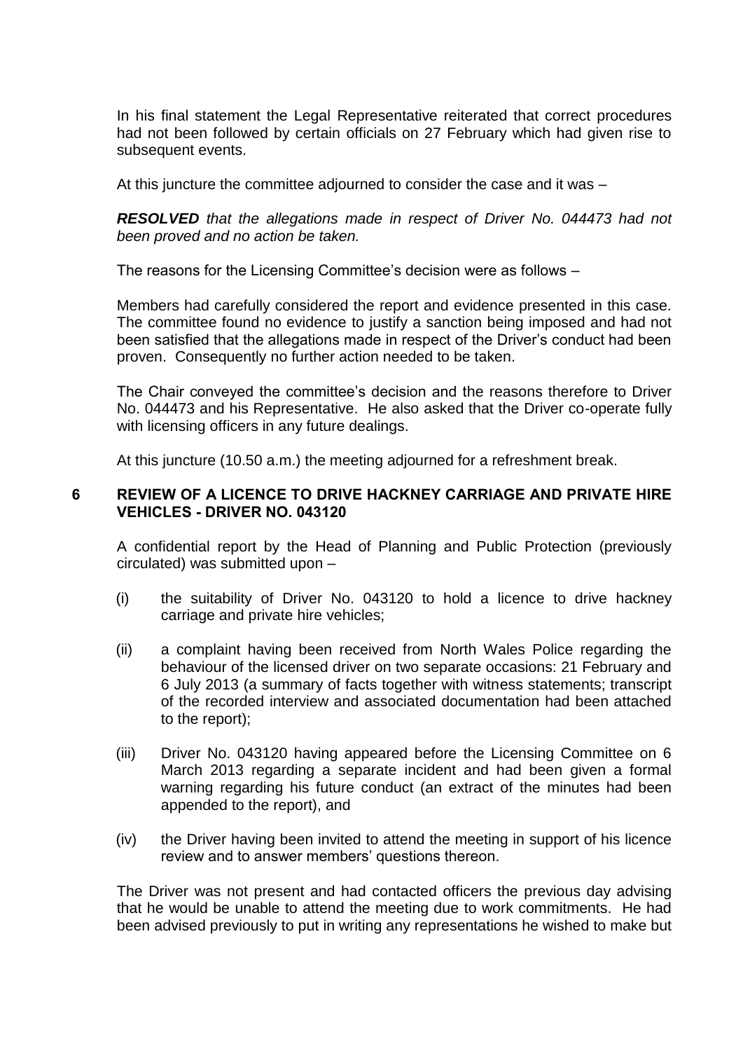In his final statement the Legal Representative reiterated that correct procedures had not been followed by certain officials on 27 February which had given rise to subsequent events.

At this juncture the committee adjourned to consider the case and it was –

***RESOLVED*** *that the allegations made in respect of Driver No. 044473 had not been proved and no action be taken.*

The reasons for the Licensing Committee's decision were as follows –

Members had carefully considered the report and evidence presented in this case. The committee found no evidence to justify a sanction being imposed and had not been satisfied that the allegations made in respect of the Driver's conduct had been proven. Consequently no further action needed to be taken.

The Chair conveyed the committee's decision and the reasons therefore to Driver No. 044473 and his Representative. He also asked that the Driver co-operate fully with licensing officers in any future dealings.

At this juncture (10.50 a.m.) the meeting adjourned for a refreshment break.

## 6 REVIEW OF A LICENCE TO DRIVE HACKNEY CARRIAGE AND PRIVATE HIRE VEHICLES - DRIVER NO. 043120

A confidential report by the Head of Planning and Public Protection (previously circulated) was submitted upon –

(i) the suitability of Driver No. 043120 to hold a licence to drive hackney carriage and private hire vehicles;

(ii) a complaint having been received from North Wales Police regarding the behaviour of the licensed driver on two separate occasions: 21 February and 6 July 2013 (a summary of facts together with witness statements; transcript of the recorded interview and associated documentation had been attached to the report);

(iii) Driver No. 043120 having appeared before the Licensing Committee on 6 March 2013 regarding a separate incident and had been given a formal warning regarding his future conduct (an extract of the minutes had been appended to the report), and

(iv) the Driver having been invited to attend the meeting in support of his licence review and to answer members' questions thereon.

The Driver was not present and had contacted officers the previous day advising that he would be unable to attend the meeting due to work commitments. He had been advised previously to put in writing any representations he wished to make but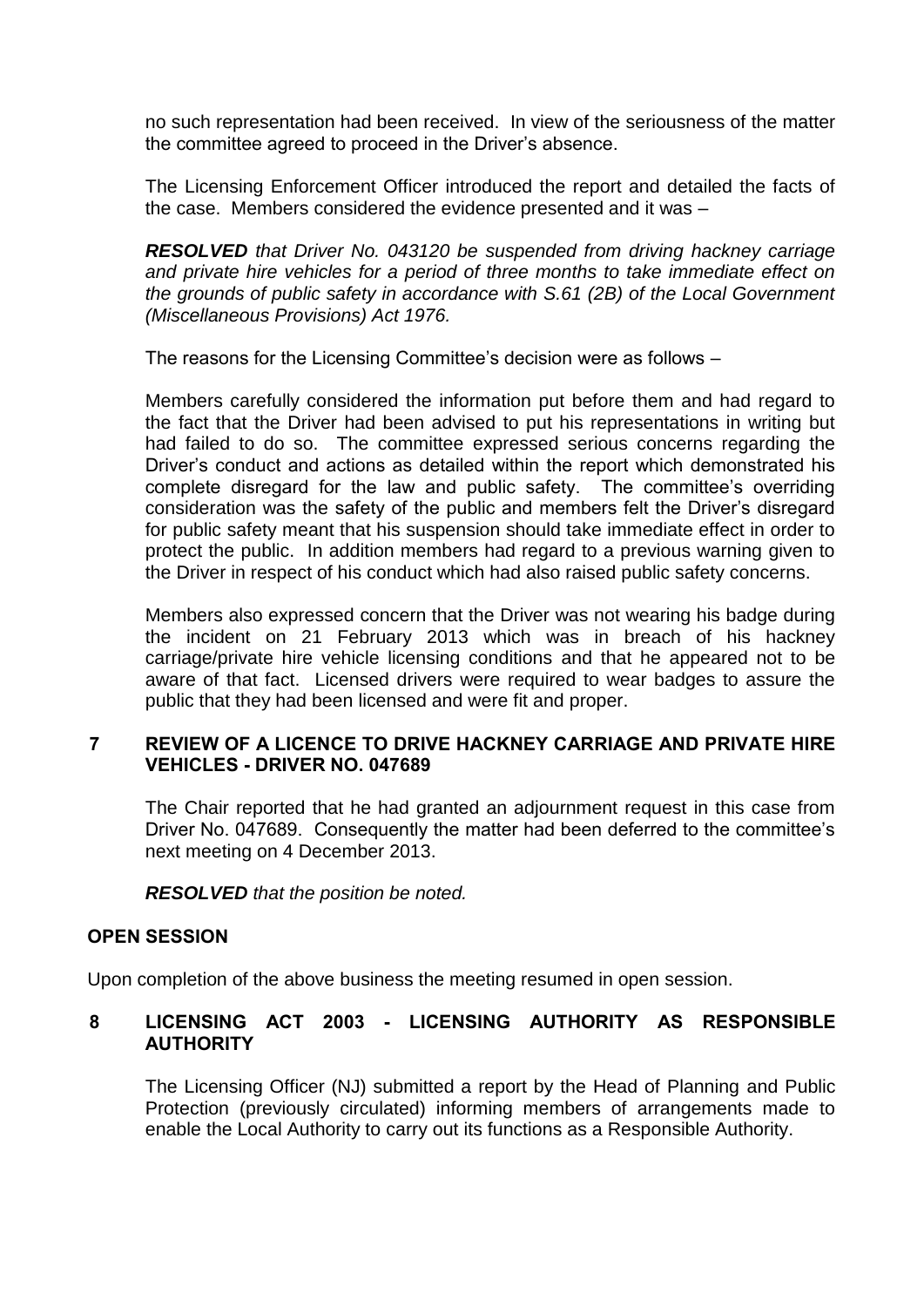no such representation had been received. In view of the seriousness of the matter the committee agreed to proceed in the Driver's absence.

The Licensing Enforcement Officer introduced the report and detailed the facts of the case. Members considered the evidence presented and it was –

***RESOLVED*** *that Driver No. 043120 be suspended from driving hackney carriage and private hire vehicles for a period of three months to take immediate effect on the grounds of public safety in accordance with S.61 (2B) of the Local Government (Miscellaneous Provisions) Act 1976.*

The reasons for the Licensing Committee's decision were as follows –

Members carefully considered the information put before them and had regard to the fact that the Driver had been advised to put his representations in writing but had failed to do so. The committee expressed serious concerns regarding the Driver's conduct and actions as detailed within the report which demonstrated his complete disregard for the law and public safety. The committee's overriding consideration was the safety of the public and members felt the Driver's disregard for public safety meant that his suspension should take immediate effect in order to protect the public. In addition members had regard to a previous warning given to the Driver in respect of his conduct which had also raised public safety concerns.

Members also expressed concern that the Driver was not wearing his badge during the incident on 21 February 2013 which was in breach of his hackney carriage/private hire vehicle licensing conditions and that he appeared not to be aware of that fact. Licensed drivers were required to wear badges to assure the public that they had been licensed and were fit and proper.

## 7 REVIEW OF A LICENCE TO DRIVE HACKNEY CARRIAGE AND PRIVATE HIRE VEHICLES - DRIVER NO. 047689

The Chair reported that he had granted an adjournment request in this case from Driver No. 047689. Consequently the matter had been deferred to the committee's next meeting on 4 December 2013.

***RESOLVED*** *that the position be noted.*

## OPEN SESSION

Upon completion of the above business the meeting resumed in open session.

## 8 LICENSING ACT 2003 - LICENSING AUTHORITY AS RESPONSIBLE AUTHORITY

The Licensing Officer (NJ) submitted a report by the Head of Planning and Public Protection (previously circulated) informing members of arrangements made to enable the Local Authority to carry out its functions as a Responsible Authority.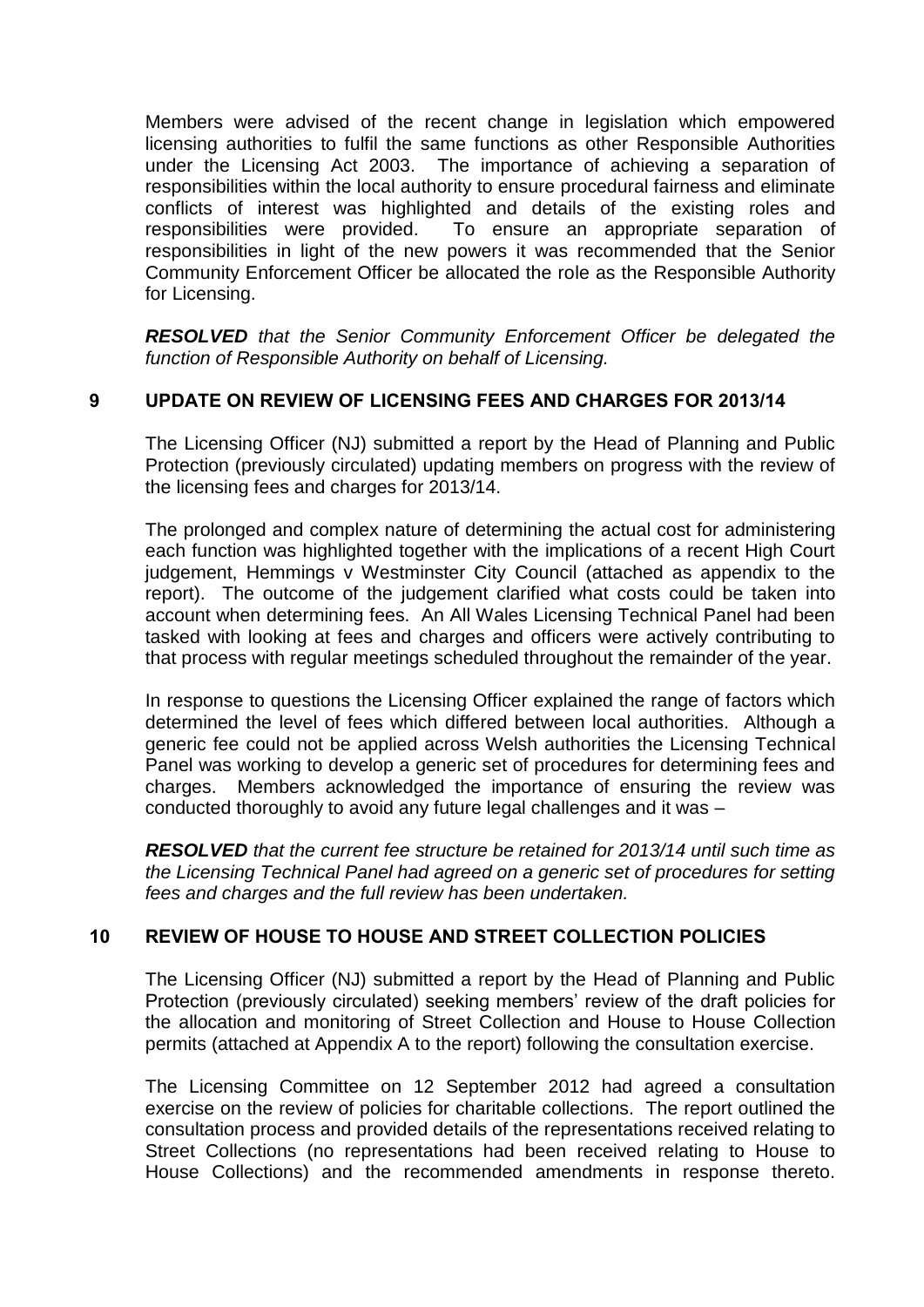Members were advised of the recent change in legislation which empowered licensing authorities to fulfil the same functions as other Responsible Authorities under the Licensing Act 2003. The importance of achieving a separation of responsibilities within the local authority to ensure procedural fairness and eliminate conflicts of interest was highlighted and details of the existing roles and responsibilities were provided. To ensure an appropriate separation of responsibilities in light of the new powers it was recommended that the Senior Community Enforcement Officer be allocated the role as the Responsible Authority for Licensing.

***RESOLVED*** *that the Senior Community Enforcement Officer be delegated the function of Responsible Authority on behalf of Licensing.*

## 9 UPDATE ON REVIEW OF LICENSING FEES AND CHARGES FOR 2013/14

The Licensing Officer (NJ) submitted a report by the Head of Planning and Public Protection (previously circulated) updating members on progress with the review of the licensing fees and charges for 2013/14.

The prolonged and complex nature of determining the actual cost for administering each function was highlighted together with the implications of a recent High Court judgement, Hemmings v Westminster City Council (attached as appendix to the report). The outcome of the judgement clarified what costs could be taken into account when determining fees. An All Wales Licensing Technical Panel had been tasked with looking at fees and charges and officers were actively contributing to that process with regular meetings scheduled throughout the remainder of the year.

In response to questions the Licensing Officer explained the range of factors which determined the level of fees which differed between local authorities. Although a generic fee could not be applied across Welsh authorities the Licensing Technical Panel was working to develop a generic set of procedures for determining fees and charges. Members acknowledged the importance of ensuring the review was conducted thoroughly to avoid any future legal challenges and it was –

***RESOLVED*** *that the current fee structure be retained for 2013/14 until such time as the Licensing Technical Panel had agreed on a generic set of procedures for setting fees and charges and the full review has been undertaken.*

## 10 REVIEW OF HOUSE TO HOUSE AND STREET COLLECTION POLICIES

The Licensing Officer (NJ) submitted a report by the Head of Planning and Public Protection (previously circulated) seeking members' review of the draft policies for the allocation and monitoring of Street Collection and House to House Collection permits (attached at Appendix A to the report) following the consultation exercise.

The Licensing Committee on 12 September 2012 had agreed a consultation exercise on the review of policies for charitable collections. The report outlined the consultation process and provided details of the representations received relating to Street Collections (no representations had been received relating to House to House Collections) and the recommended amendments in response thereto.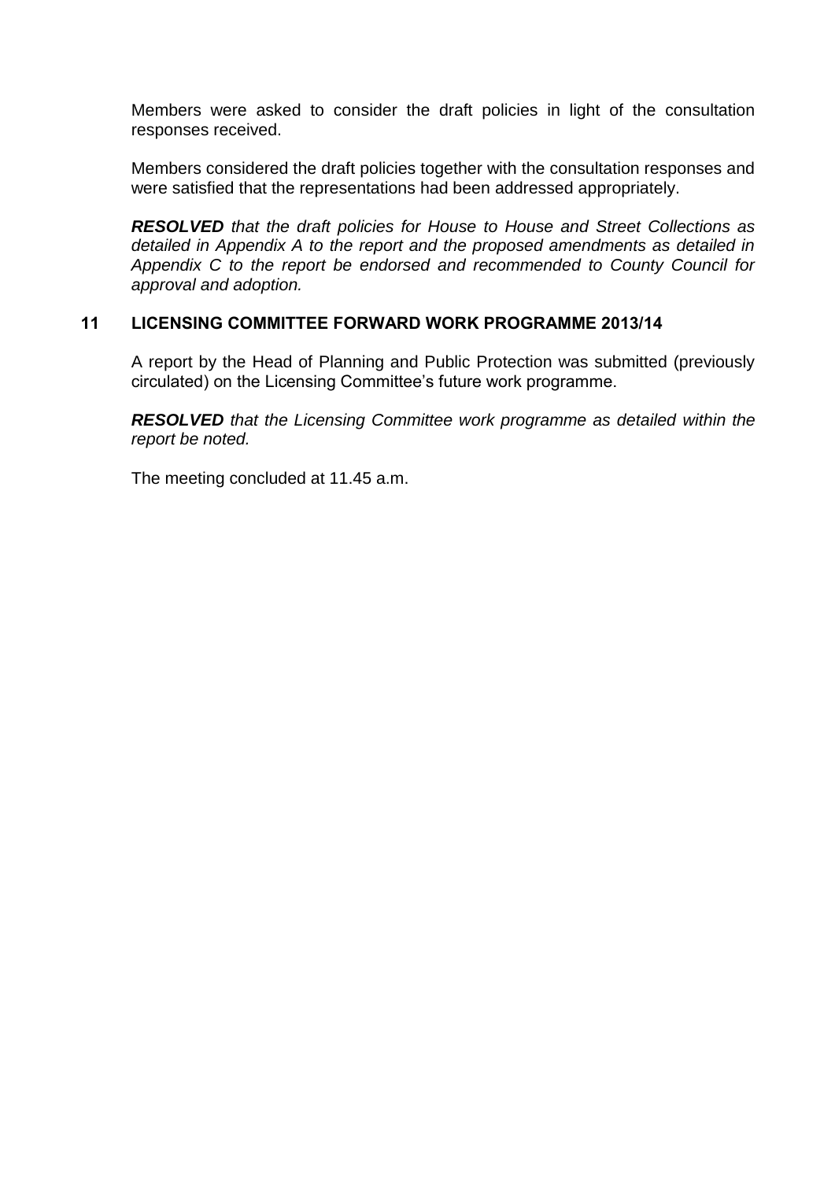Members were asked to consider the draft policies in light of the consultation responses received.

Members considered the draft policies together with the consultation responses and were satisfied that the representations had been addressed appropriately.

***RESOLVED*** *that the draft policies for House to House and Street Collections as detailed in Appendix A to the report and the proposed amendments as detailed in Appendix C to the report be endorsed and recommended to County Council for approval and adoption.*

## 11 LICENSING COMMITTEE FORWARD WORK PROGRAMME 2013/14

A report by the Head of Planning and Public Protection was submitted (previously circulated) on the Licensing Committee's future work programme.

***RESOLVED*** *that the Licensing Committee work programme as detailed within the report be noted.*

The meeting concluded at 11.45 a.m.